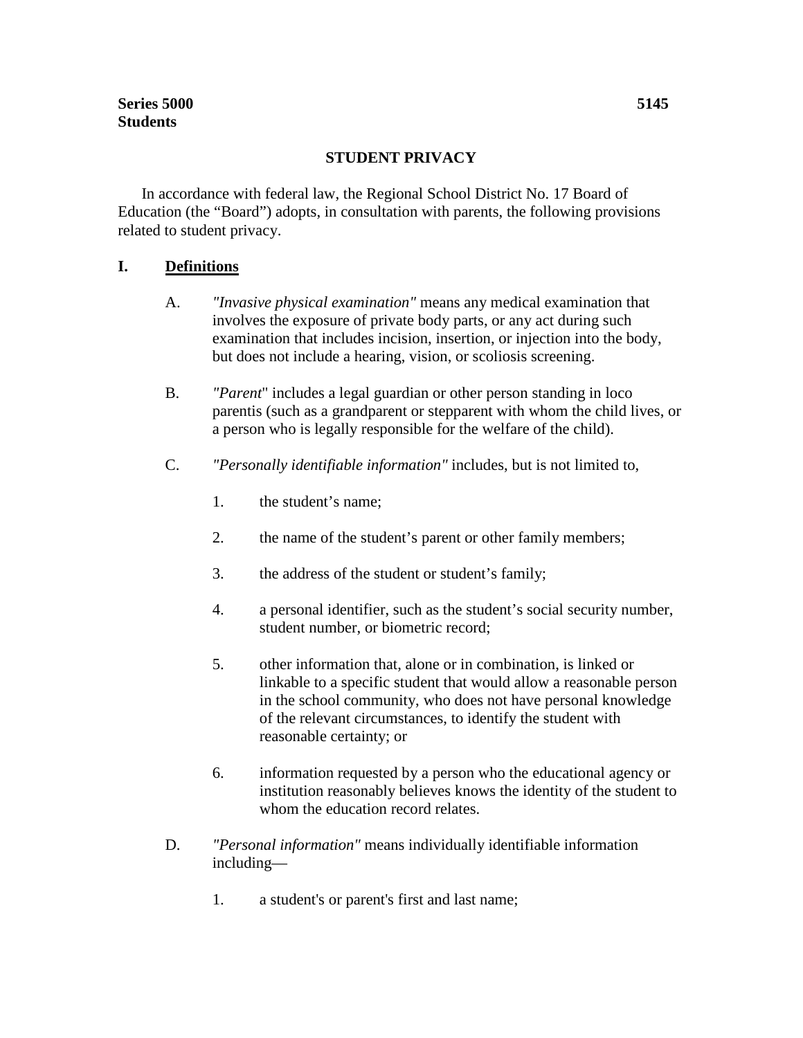**Series 5000** **5145**
**Students**

# STUDENT PRIVACY

In accordance with federal law, the Regional School District No. 17 Board of Education (the "Board") adopts, in consultation with parents, the following provisions related to student privacy.

## I. Definitions

A. *"Invasive physical examination"* means any medical examination that involves the exposure of private body parts, or any act during such examination that includes incision, insertion, or injection into the body, but does not include a hearing, vision, or scoliosis screening.

B. *"Parent"* includes a legal guardian or other person standing in loco parentis (such as a grandparent or stepparent with whom the child lives, or a person who is legally responsible for the welfare of the child).

C. *"Personally identifiable information"* includes, but is not limited to,

1. the student's name;

2. the name of the student's parent or other family members;

3. the address of the student or student's family;

4. a personal identifier, such as the student's social security number, student number, or biometric record;

5. other information that, alone or in combination, is linked or linkable to a specific student that would allow a reasonable person in the school community, who does not have personal knowledge of the relevant circumstances, to identify the student with reasonable certainty; or

6. information requested by a person who the educational agency or institution reasonably believes knows the identity of the student to whom the education record relates.

D. *"Personal information"* means individually identifiable information including—

1. a student's or parent's first and last name;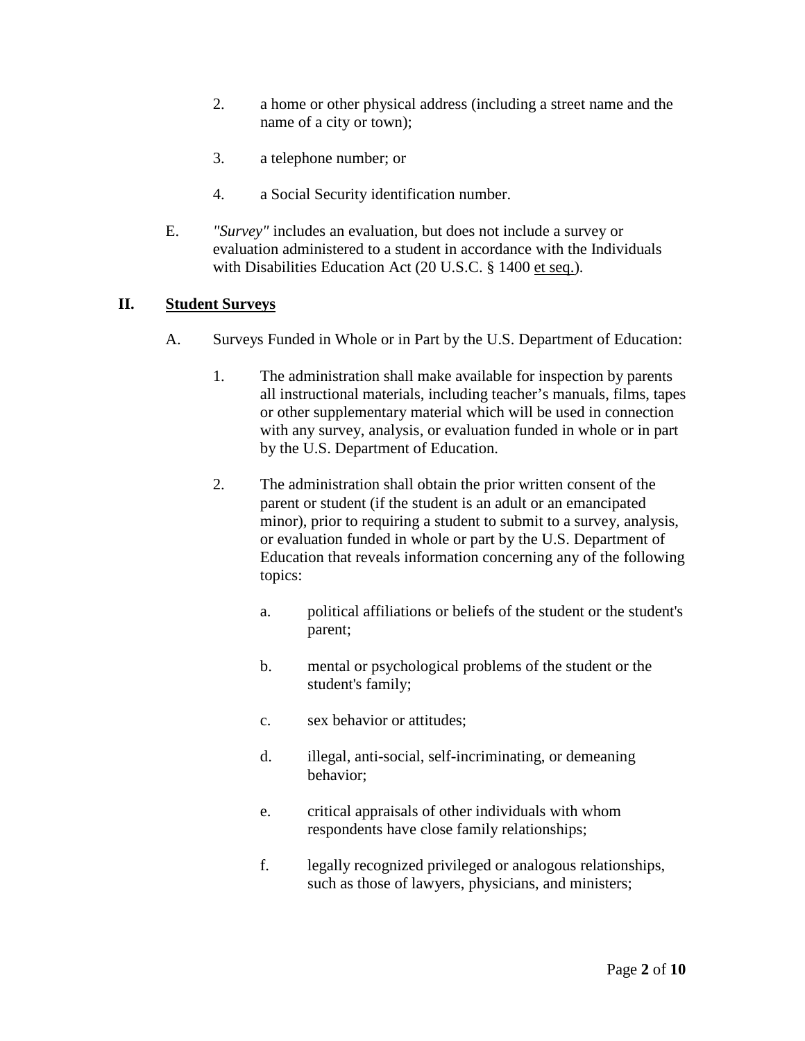2. a home or other physical address (including a street name and the name of a city or town);

3. a telephone number; or

4. a Social Security identification number.

E. *"Survey"* includes an evaluation, but does not include a survey or evaluation administered to a student in accordance with the Individuals with Disabilities Education Act (20 U.S.C. § 1400 et seq.).

## II. Student Surveys

A. Surveys Funded in Whole or in Part by the U.S. Department of Education:

1. The administration shall make available for inspection by parents all instructional materials, including teacher's manuals, films, tapes or other supplementary material which will be used in connection with any survey, analysis, or evaluation funded in whole or in part by the U.S. Department of Education.

2. The administration shall obtain the prior written consent of the parent or student (if the student is an adult or an emancipated minor), prior to requiring a student to submit to a survey, analysis, or evaluation funded in whole or part by the U.S. Department of Education that reveals information concerning any of the following topics:

   a. political affiliations or beliefs of the student or the student's parent;

   b. mental or psychological problems of the student or the student's family;

   c. sex behavior or attitudes;

   d. illegal, anti-social, self-incriminating, or demeaning behavior;

   e. critical appraisals of other individuals with whom respondents have close family relationships;

   f. legally recognized privileged or analogous relationships, such as those of lawyers, physicians, and ministers;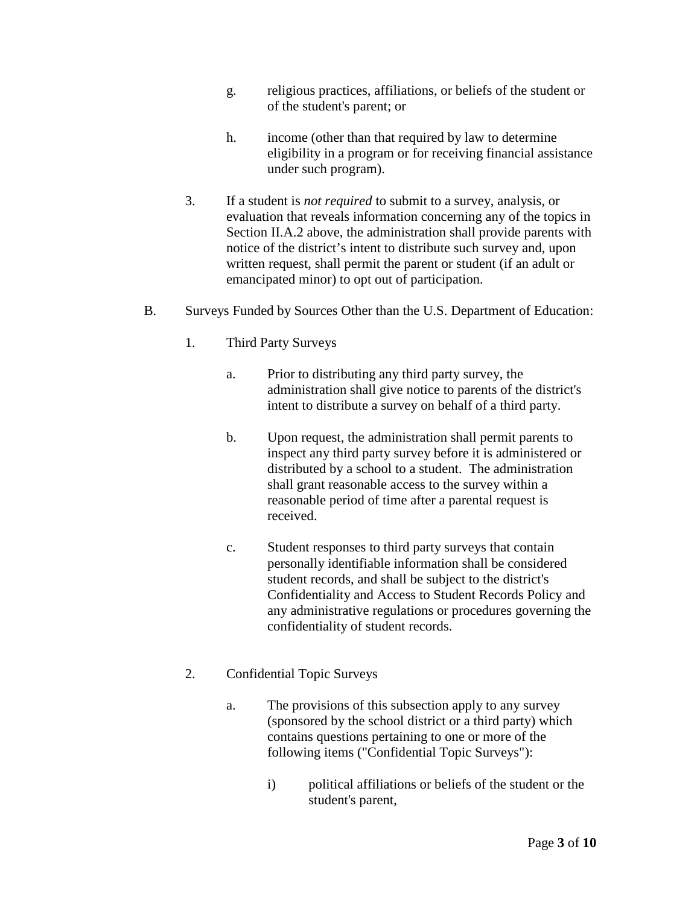g. religious practices, affiliations, or beliefs of the student or of the student's parent; or

h. income (other than that required by law to determine eligibility in a program or for receiving financial assistance under such program).

3. If a student is *not required* to submit to a survey, analysis, or evaluation that reveals information concerning any of the topics in Section II.A.2 above, the administration shall provide parents with notice of the district's intent to distribute such survey and, upon written request, shall permit the parent or student (if an adult or emancipated minor) to opt out of participation.

B. Surveys Funded by Sources Other than the U.S. Department of Education:

1. Third Party Surveys

a. Prior to distributing any third party survey, the administration shall give notice to parents of the district's intent to distribute a survey on behalf of a third party.

b. Upon request, the administration shall permit parents to inspect any third party survey before it is administered or distributed by a school to a student. The administration shall grant reasonable access to the survey within a reasonable period of time after a parental request is received.

c. Student responses to third party surveys that contain personally identifiable information shall be considered student records, and shall be subject to the district's Confidentiality and Access to Student Records Policy and any administrative regulations or procedures governing the confidentiality of student records.

2. Confidential Topic Surveys

a. The provisions of this subsection apply to any survey (sponsored by the school district or a third party) which contains questions pertaining to one or more of the following items ("Confidential Topic Surveys"):

i) political affiliations or beliefs of the student or the student's parent,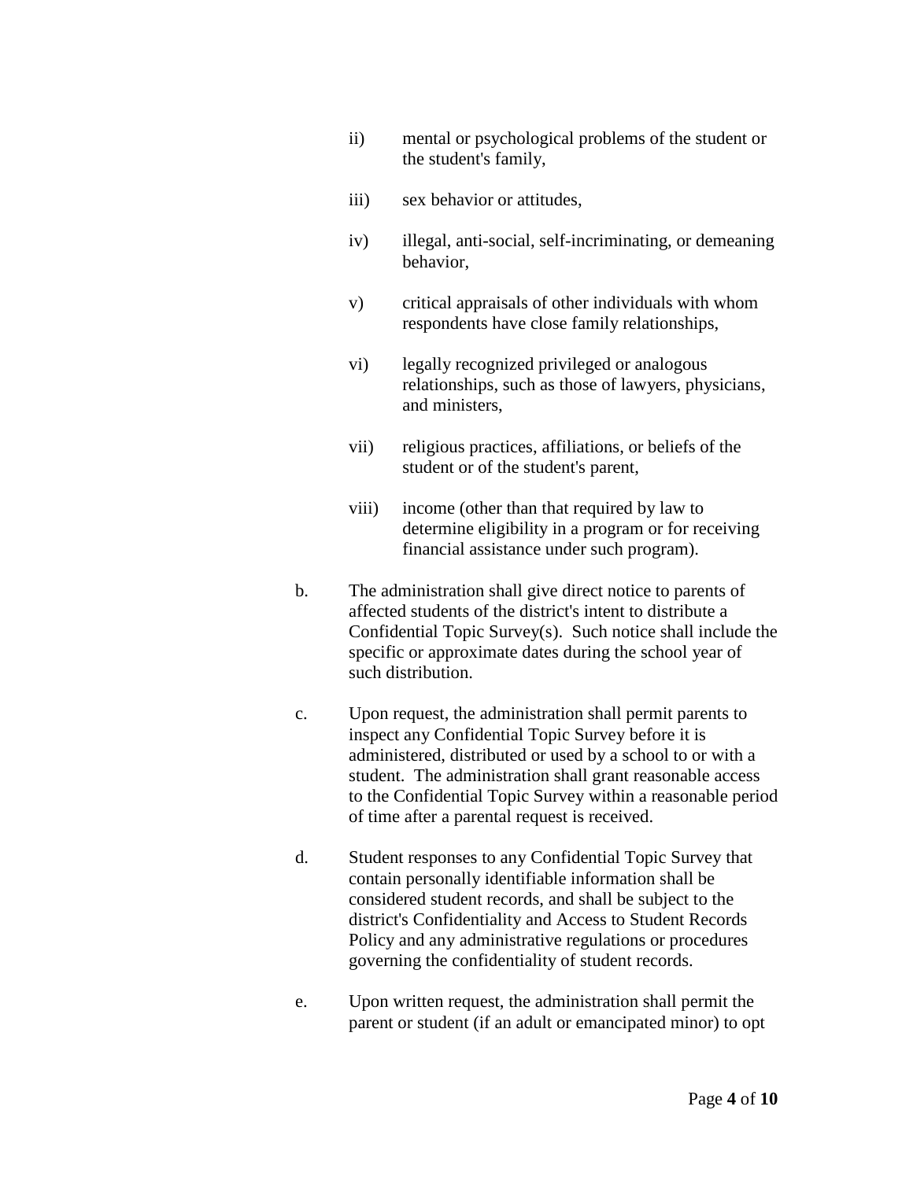- ii) mental or psychological problems of the student or the student's family,

   - iii) sex behavior or attitudes,

   - iv) illegal, anti-social, self-incriminating, or demeaning behavior,

   - v) critical appraisals of other individuals with whom respondents have close family relationships,

   - vi) legally recognized privileged or analogous relationships, such as those of lawyers, physicians, and ministers,

   - vii) religious practices, affiliations, or beliefs of the student or of the student's parent,

   - viii) income (other than that required by law to determine eligibility in a program or for receiving financial assistance under such program).

b. The administration shall give direct notice to parents of affected students of the district's intent to distribute a Confidential Topic Survey(s). Such notice shall include the specific or approximate dates during the school year of such distribution.

c. Upon request, the administration shall permit parents to inspect any Confidential Topic Survey before it is administered, distributed or used by a school to or with a student. The administration shall grant reasonable access to the Confidential Topic Survey within a reasonable period of time after a parental request is received.

d. Student responses to any Confidential Topic Survey that contain personally identifiable information shall be considered student records, and shall be subject to the district's Confidentiality and Access to Student Records Policy and any administrative regulations or procedures governing the confidentiality of student records.

e. Upon written request, the administration shall permit the parent or student (if an adult or emancipated minor) to opt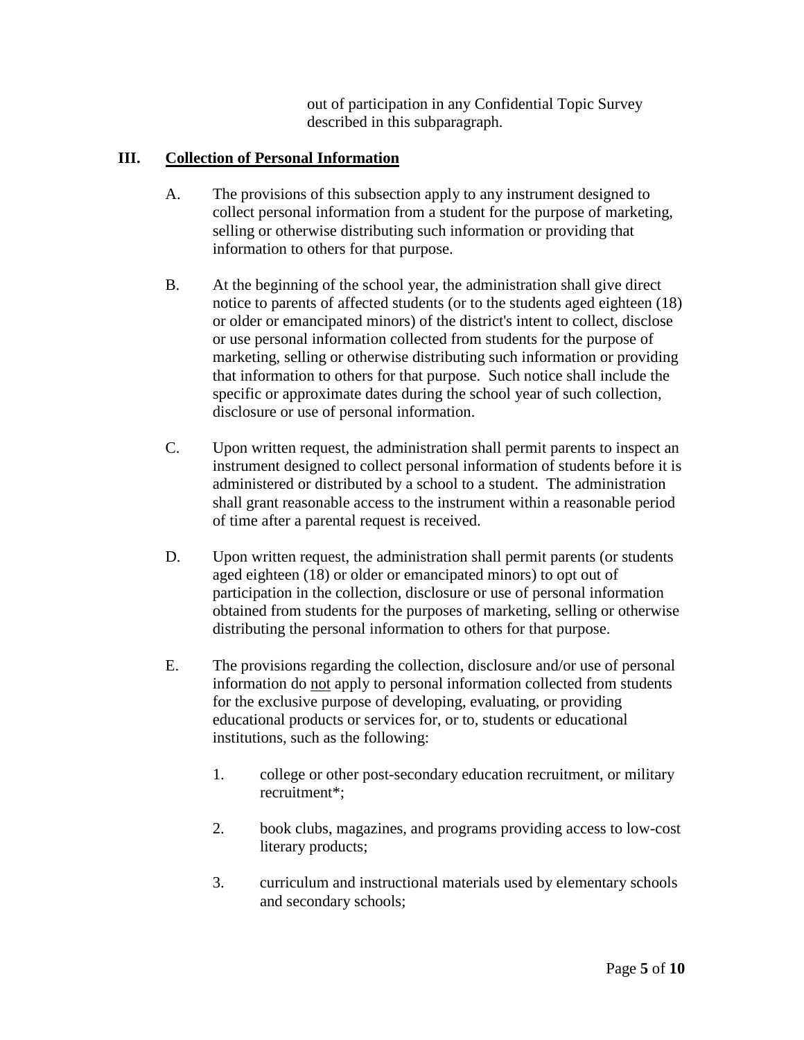out of participation in any Confidential Topic Survey described in this subparagraph.

## III. Collection of Personal Information

A. The provisions of this subsection apply to any instrument designed to collect personal information from a student for the purpose of marketing, selling or otherwise distributing such information or providing that information to others for that purpose.

B. At the beginning of the school year, the administration shall give direct notice to parents of affected students (or to the students aged eighteen (18) or older or emancipated minors) of the district's intent to collect, disclose or use personal information collected from students for the purpose of marketing, selling or otherwise distributing such information or providing that information to others for that purpose. Such notice shall include the specific or approximate dates during the school year of such collection, disclosure or use of personal information.

C. Upon written request, the administration shall permit parents to inspect an instrument designed to collect personal information of students before it is administered or distributed by a school to a student. The administration shall grant reasonable access to the instrument within a reasonable period of time after a parental request is received.

D. Upon written request, the administration shall permit parents (or students aged eighteen (18) or older or emancipated minors) to opt out of participation in the collection, disclosure or use of personal information obtained from students for the purposes of marketing, selling or otherwise distributing the personal information to others for that purpose.

E. The provisions regarding the collection, disclosure and/or use of personal information do <u>not</u> apply to personal information collected from students for the exclusive purpose of developing, evaluating, or providing educational products or services for, or to, students or educational institutions, such as the following:

1. college or other post-secondary education recruitment, or military recruitment*;

2. book clubs, magazines, and programs providing access to low-cost literary products;

3. curriculum and instructional materials used by elementary schools and secondary schools;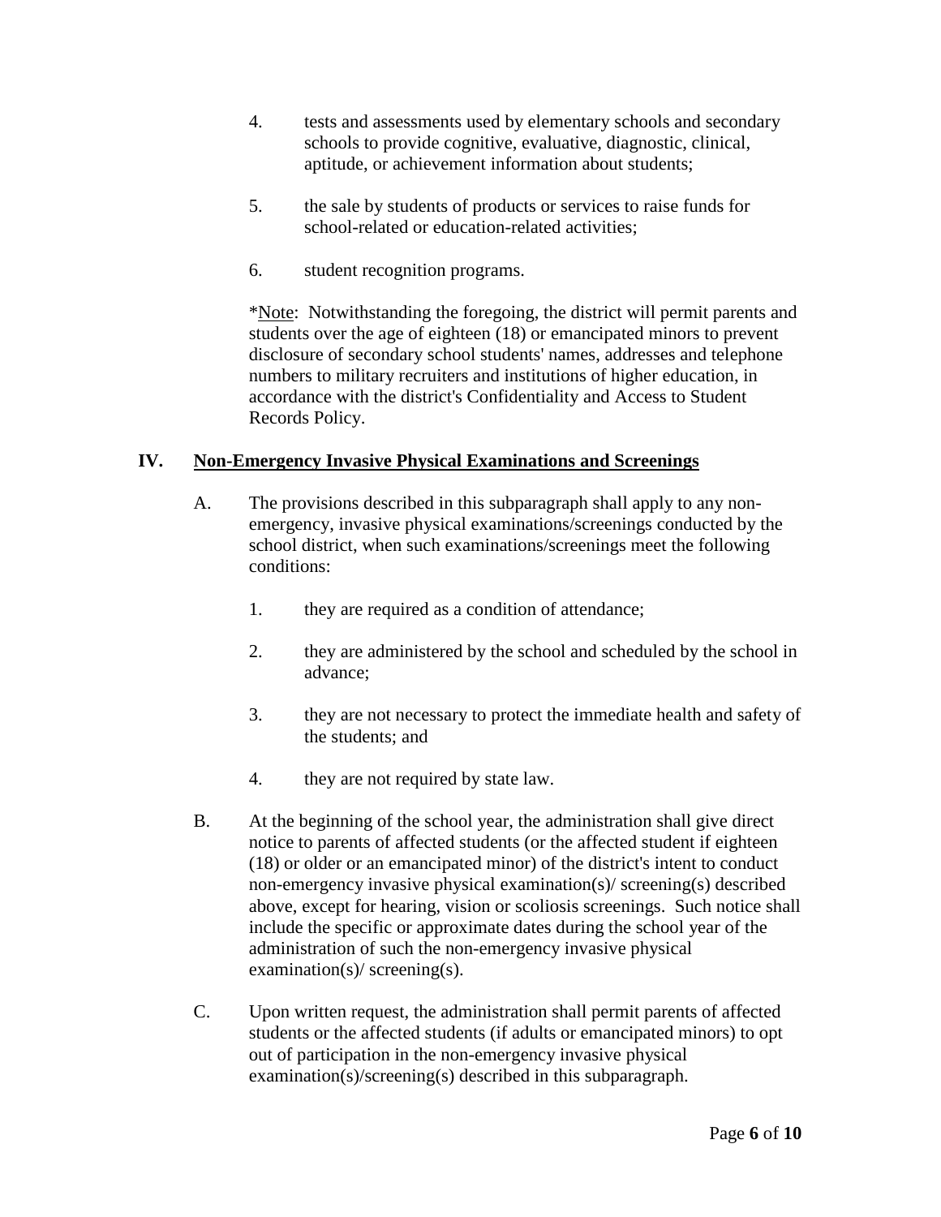4. tests and assessments used by elementary schools and secondary schools to provide cognitive, evaluative, diagnostic, clinical, aptitude, or achievement information about students;

5. the sale by students of products or services to raise funds for school-related or education-related activities;

6. student recognition programs.

*Note: Notwithstanding the foregoing, the district will permit parents and students over the age of eighteen (18) or emancipated minors to prevent disclosure of secondary school students' names, addresses and telephone numbers to military recruiters and institutions of higher education, in accordance with the district's Confidentiality and Access to Student Records Policy.

## IV. Non-Emergency Invasive Physical Examinations and Screenings

A. The provisions described in this subparagraph shall apply to any non-emergency, invasive physical examinations/screenings conducted by the school district, when such examinations/screenings meet the following conditions:

1. they are required as a condition of attendance;

2. they are administered by the school and scheduled by the school in advance;

3. they are not necessary to protect the immediate health and safety of the students; and

4. they are not required by state law.

B. At the beginning of the school year, the administration shall give direct notice to parents of affected students (or the affected student if eighteen (18) or older or an emancipated minor) of the district's intent to conduct non-emergency invasive physical examination(s)/ screening(s) described above, except for hearing, vision or scoliosis screenings. Such notice shall include the specific or approximate dates during the school year of the administration of such the non-emergency invasive physical examination(s)/ screening(s).

C. Upon written request, the administration shall permit parents of affected students or the affected students (if adults or emancipated minors) to opt out of participation in the non-emergency invasive physical examination(s)/screening(s) described in this subparagraph.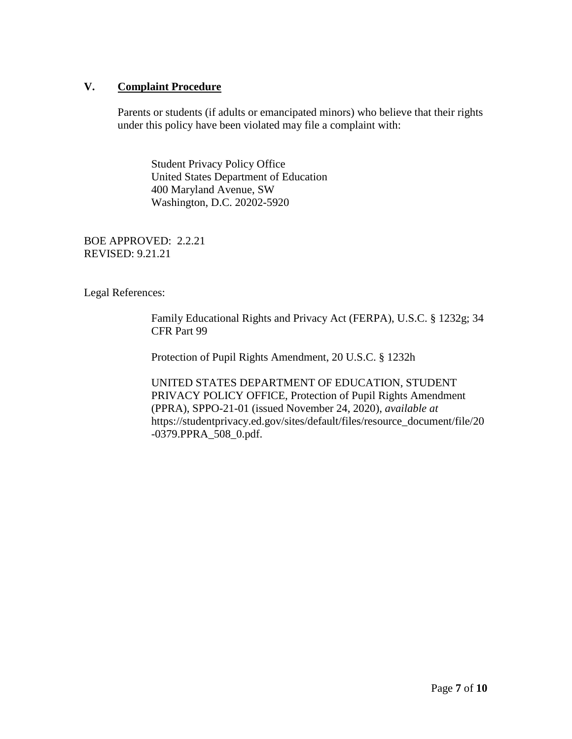## V. Complaint Procedure

Parents or students (if adults or emancipated minors) who believe that their rights under this policy have been violated may file a complaint with:

> Student Privacy Policy Office
> United States Department of Education
> 400 Maryland Avenue, SW
> Washington, D.C. 20202-5920

BOE APPROVED: 2.2.21
REVISED: 9.21.21

Legal References:

> Family Educational Rights and Privacy Act (FERPA), U.S.C. § 1232g; 34 CFR Part 99
>
> Protection of Pupil Rights Amendment, 20 U.S.C. § 1232h
>
> UNITED STATES DEPARTMENT OF EDUCATION, STUDENT PRIVACY POLICY OFFICE, Protection of Pupil Rights Amendment (PPRA), SPPO-21-01 (issued November 24, 2020), *available at* https://studentprivacy.ed.gov/sites/default/files/resource_document/file/20-0379.PPRA_508_0.pdf.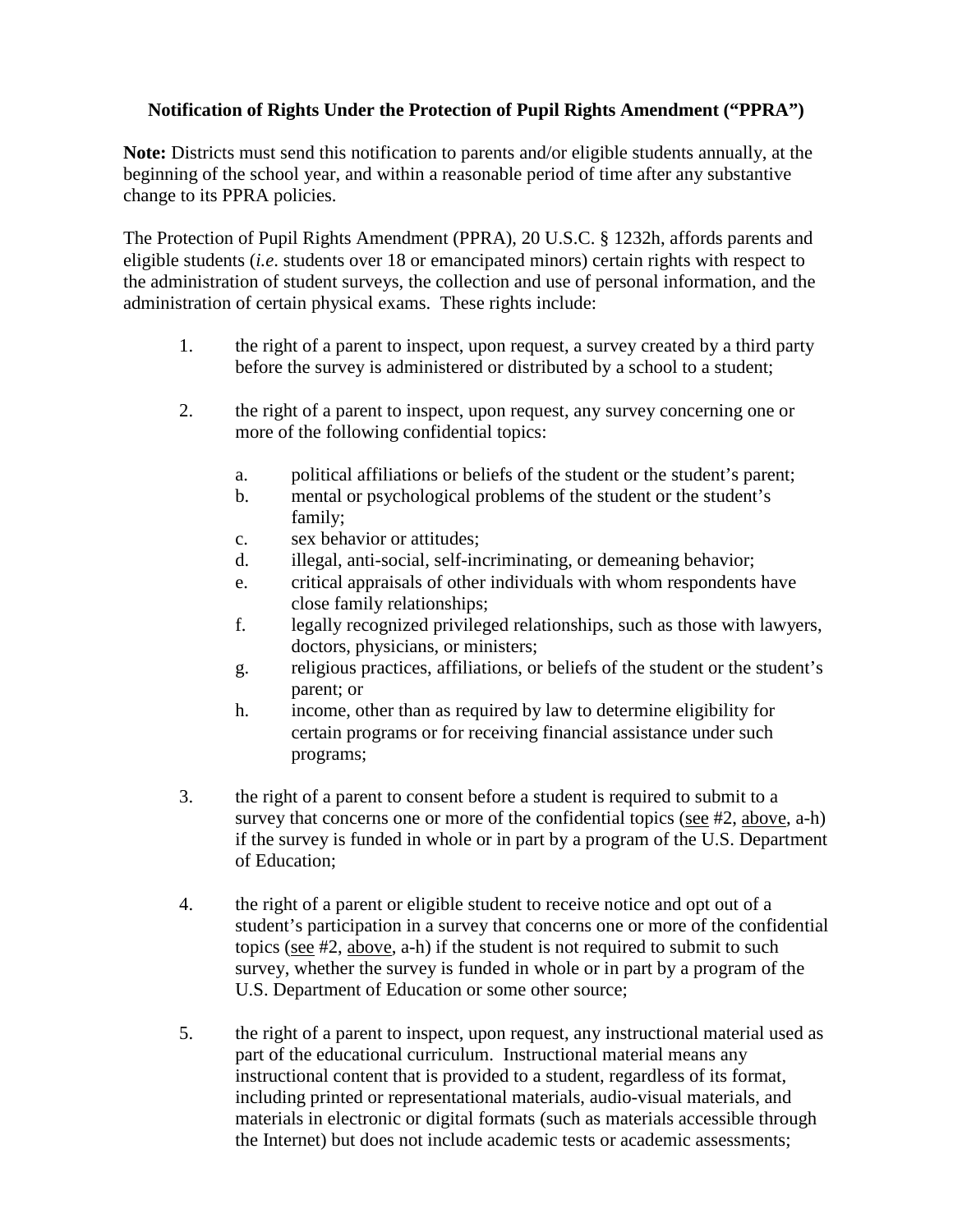**Notification of Rights Under the Protection of Pupil Rights Amendment ("PPRA")**

**Note:** Districts must send this notification to parents and/or eligible students annually, at the beginning of the school year, and within a reasonable period of time after any substantive change to its PPRA policies.

The Protection of Pupil Rights Amendment (PPRA), 20 U.S.C. § 1232h, affords parents and eligible students (*i.e.* students over 18 or emancipated minors) certain rights with respect to the administration of student surveys, the collection and use of personal information, and the administration of certain physical exams. These rights include:

1. the right of a parent to inspect, upon request, a survey created by a third party before the survey is administered or distributed by a school to a student;

2. the right of a parent to inspect, upon request, any survey concerning one or more of the following confidential topics:

   a. political affiliations or beliefs of the student or the student's parent;
   b. mental or psychological problems of the student or the student's family;
   c. sex behavior or attitudes;
   d. illegal, anti-social, self-incriminating, or demeaning behavior;
   e. critical appraisals of other individuals with whom respondents have close family relationships;
   f. legally recognized privileged relationships, such as those with lawyers, doctors, physicians, or ministers;
   g. religious practices, affiliations, or beliefs of the student or the student's parent; or
   h. income, other than as required by law to determine eligibility for certain programs or for receiving financial assistance under such programs;

3. the right of a parent to consent before a student is required to submit to a survey that concerns one or more of the confidential topics (see #2, above, a-h) if the survey is funded in whole or in part by a program of the U.S. Department of Education;

4. the right of a parent or eligible student to receive notice and opt out of a student's participation in a survey that concerns one or more of the confidential topics (see #2, above, a-h) if the student is not required to submit to such survey, whether the survey is funded in whole or in part by a program of the U.S. Department of Education or some other source;

5. the right of a parent to inspect, upon request, any instructional material used as part of the educational curriculum. Instructional material means any instructional content that is provided to a student, regardless of its format, including printed or representational materials, audio-visual materials, and materials in electronic or digital formats (such as materials accessible through the Internet) but does not include academic tests or academic assessments;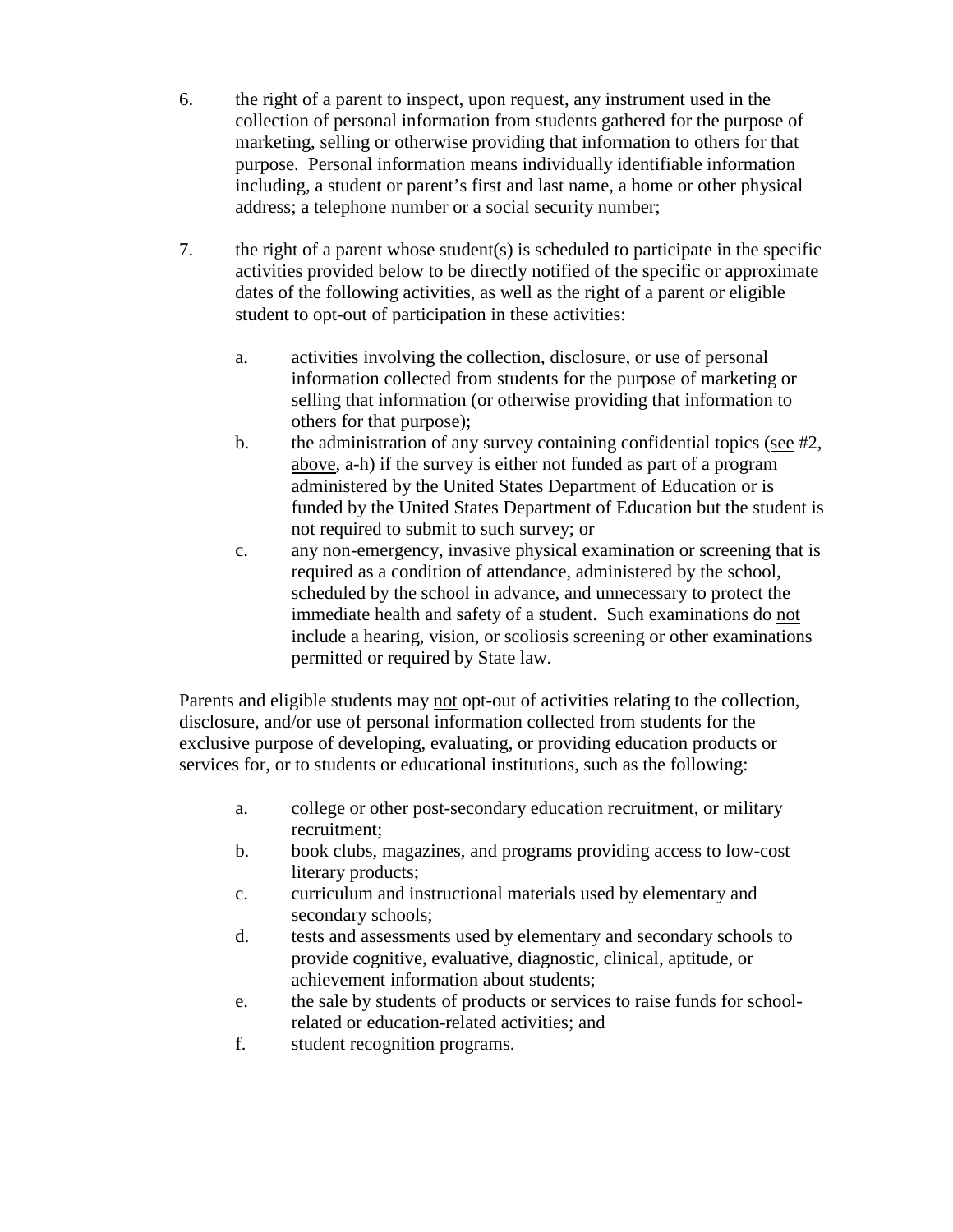6. the right of a parent to inspect, upon request, any instrument used in the collection of personal information from students gathered for the purpose of marketing, selling or otherwise providing that information to others for that purpose. Personal information means individually identifiable information including, a student or parent's first and last name, a home or other physical address; a telephone number or a social security number;

7. the right of a parent whose student(s) is scheduled to participate in the specific activities provided below to be directly notified of the specific or approximate dates of the following activities, as well as the right of a parent or eligible student to opt-out of participation in these activities:

   a. activities involving the collection, disclosure, or use of personal information collected from students for the purpose of marketing or selling that information (or otherwise providing that information to others for that purpose);
   b. the administration of any survey containing confidential topics (<u>see</u> #2, <u>above</u>, a-h) if the survey is either not funded as part of a program administered by the United States Department of Education or is funded by the United States Department of Education but the student is not required to submit to such survey; or
   c. any non-emergency, invasive physical examination or screening that is required as a condition of attendance, administered by the school, scheduled by the school in advance, and unnecessary to protect the immediate health and safety of a student. Such examinations do <u>not</u> include a hearing, vision, or scoliosis screening or other examinations permitted or required by State law.

Parents and eligible students may <u>not</u> opt-out of activities relating to the collection, disclosure, and/or use of personal information collected from students for the exclusive purpose of developing, evaluating, or providing education products or services for, or to students or educational institutions, such as the following:

   a. college or other post-secondary education recruitment, or military recruitment;
   b. book clubs, magazines, and programs providing access to low-cost literary products;
   c. curriculum and instructional materials used by elementary and secondary schools;
   d. tests and assessments used by elementary and secondary schools to provide cognitive, evaluative, diagnostic, clinical, aptitude, or achievement information about students;
   e. the sale by students of products or services to raise funds for school-related or education-related activities; and
   f. student recognition programs.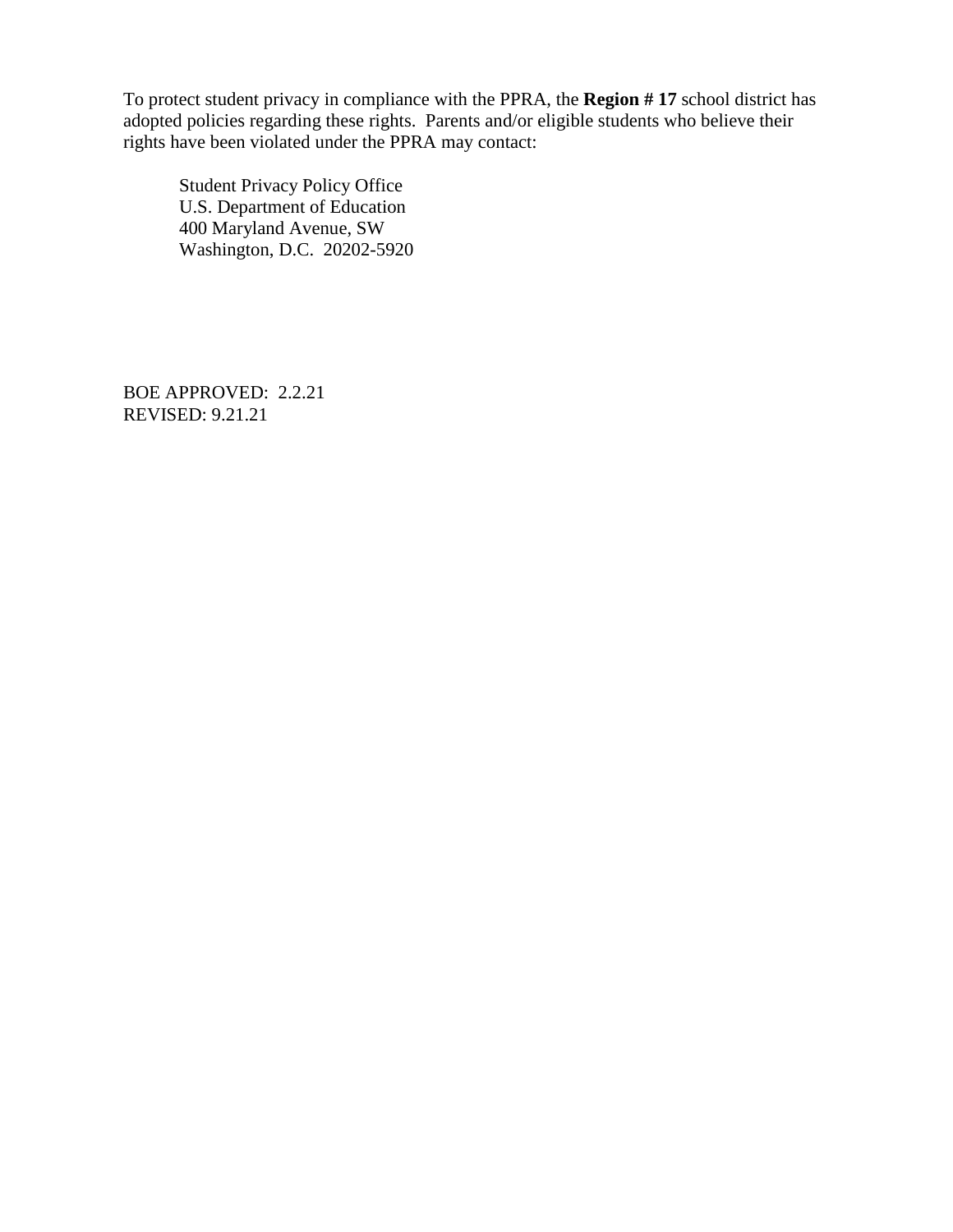To protect student privacy in compliance with the PPRA, the **Region # 17** school district has adopted policies regarding these rights. Parents and/or eligible students who believe their rights have been violated under the PPRA may contact:

Student Privacy Policy Office  
U.S. Department of Education  
400 Maryland Avenue, SW  
Washington, D.C. 20202-5920

BOE APPROVED: 2.2.21  
REVISED: 9.21.21